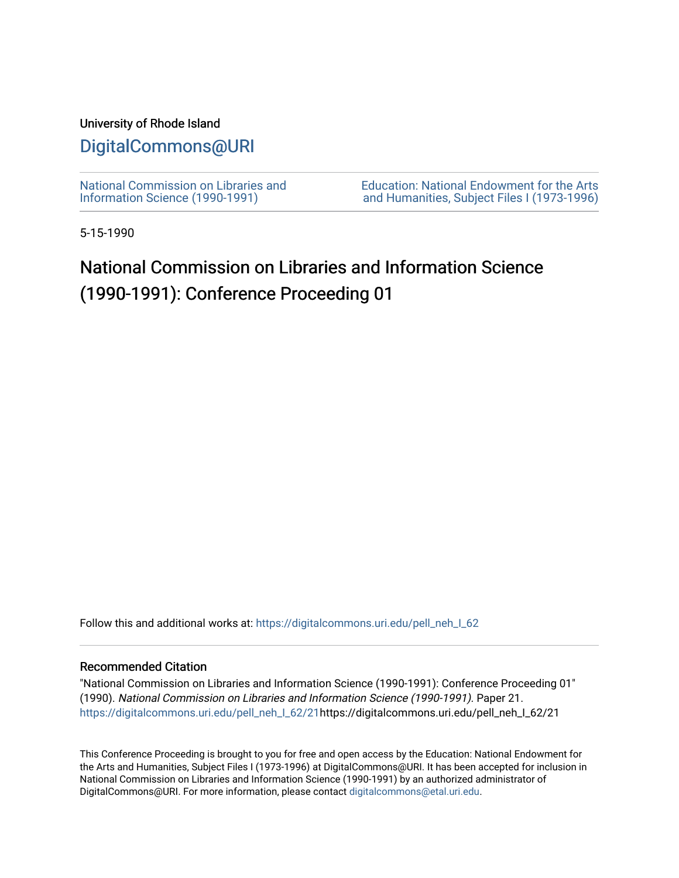University of Rhode Island

## DigitalCommons@URI

National Commission on Libraries and Information Science (1990-1991)

Education: National Endowment for the Arts and Humanities, Subject Files I (1973-1996)

5-15-1990

# National Commission on Libraries and Information Science (1990-1991): Conference Proceeding 01

Follow this and additional works at: https://digitalcommons.uri.edu/pell_neh_I_62

### Recommended Citation

"National Commission on Libraries and Information Science (1990-1991): Conference Proceeding 01" (1990). *National Commission on Libraries and Information Science (1990-1991).* Paper 21. https://digitalcommons.uri.edu/pell_neh_I_62/21https://digitalcommons.uri.edu/pell_neh_I_62/21

This Conference Proceeding is brought to you for free and open access by the Education: National Endowment for the Arts and Humanities, Subject Files I (1973-1996) at DigitalCommons@URI. It has been accepted for inclusion in National Commission on Libraries and Information Science (1990-1991) by an authorized administrator of DigitalCommons@URI. For more information, please contact digitalcommons@etal.uri.edu.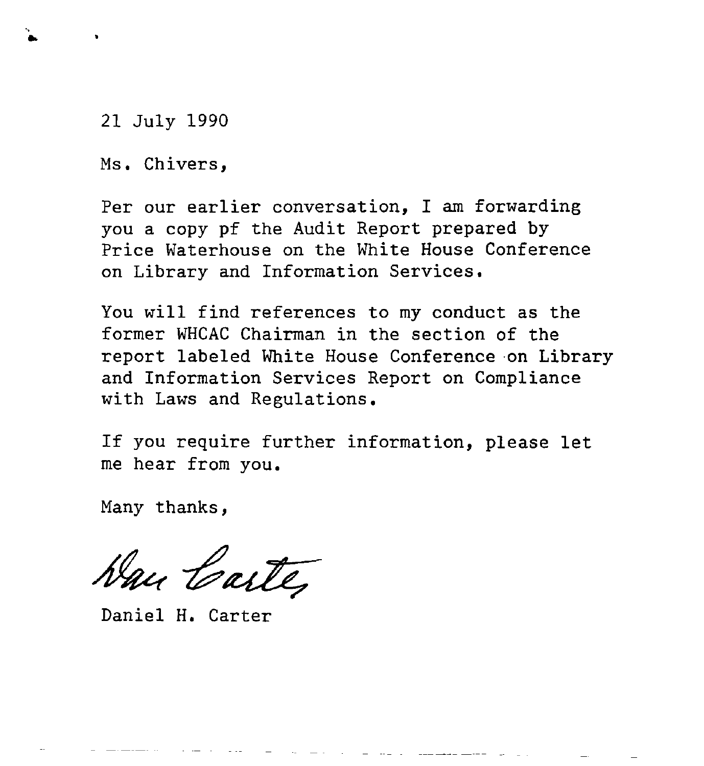21 July 1990

Ms. Chivers,

Per our earlier conversation, I am forwarding you a copy pf the Audit Report prepared by Price Waterhouse on the White House Conference on Library and Information Services.

You will find references to my conduct as the former WHCAC Chairman in the section of the report labeled White House Conference on Library and Information Services Report on Compliance with Laws and Regulations.

If you require further information, please let me hear from you.

Many thanks,

Dan Carter

Daniel H. Carter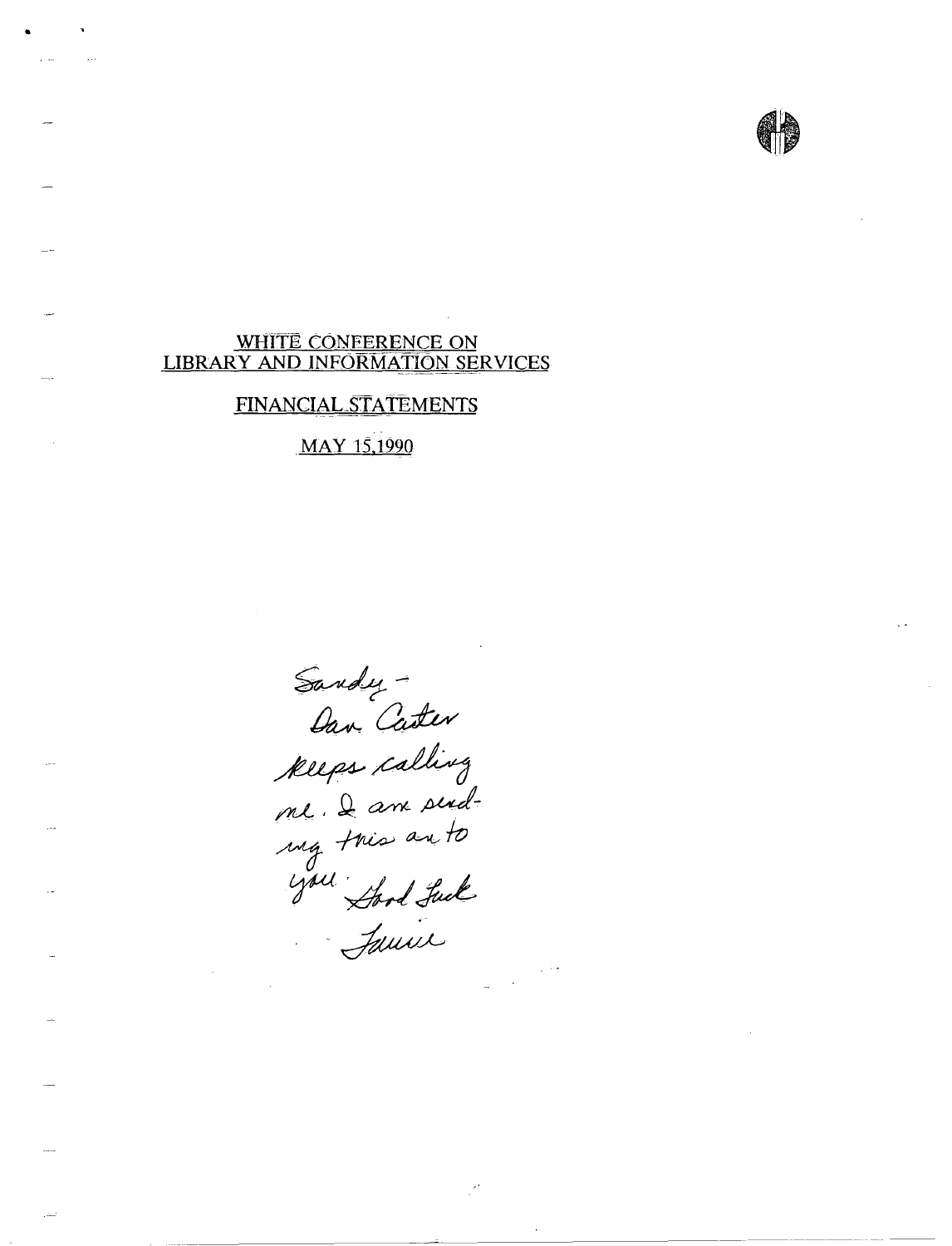# WHITE CONFERENCE ON LIBRARY AND INFORMATION SERVICES

## FINANCIAL STATEMENTS

## MAY 15,1990

Sandy -
Dan Carter
keeps calling
me. I am send-
ing this on to
you. Good Luck
Jamie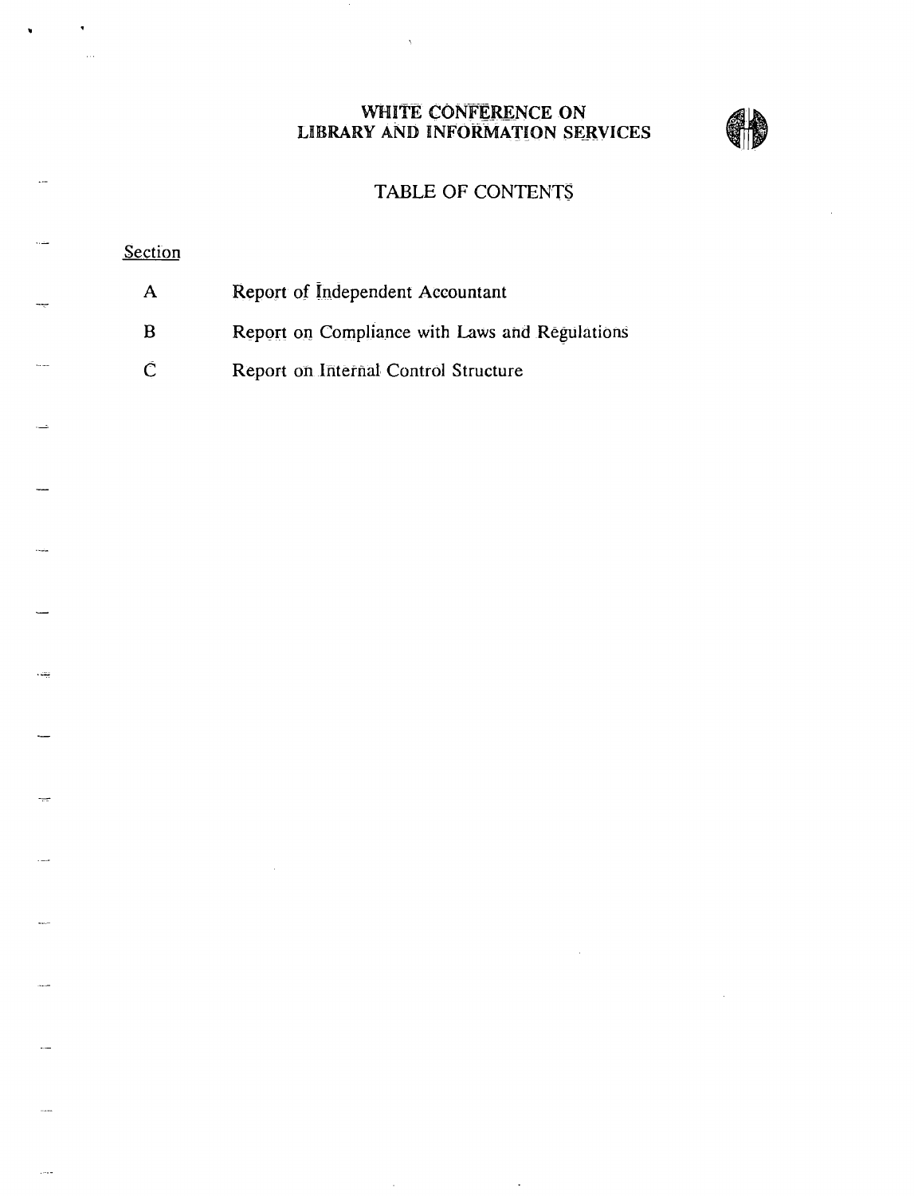# WHITE CONFERENCE ON LIBRARY AND INFORMATION SERVICES

## TABLE OF CONTENTS

| Section | |
|---|---|
| A | Report of Independent Accountant |
| B | Report on Compliance with Laws and Regulations |
| C | Report on Internal Control Structure |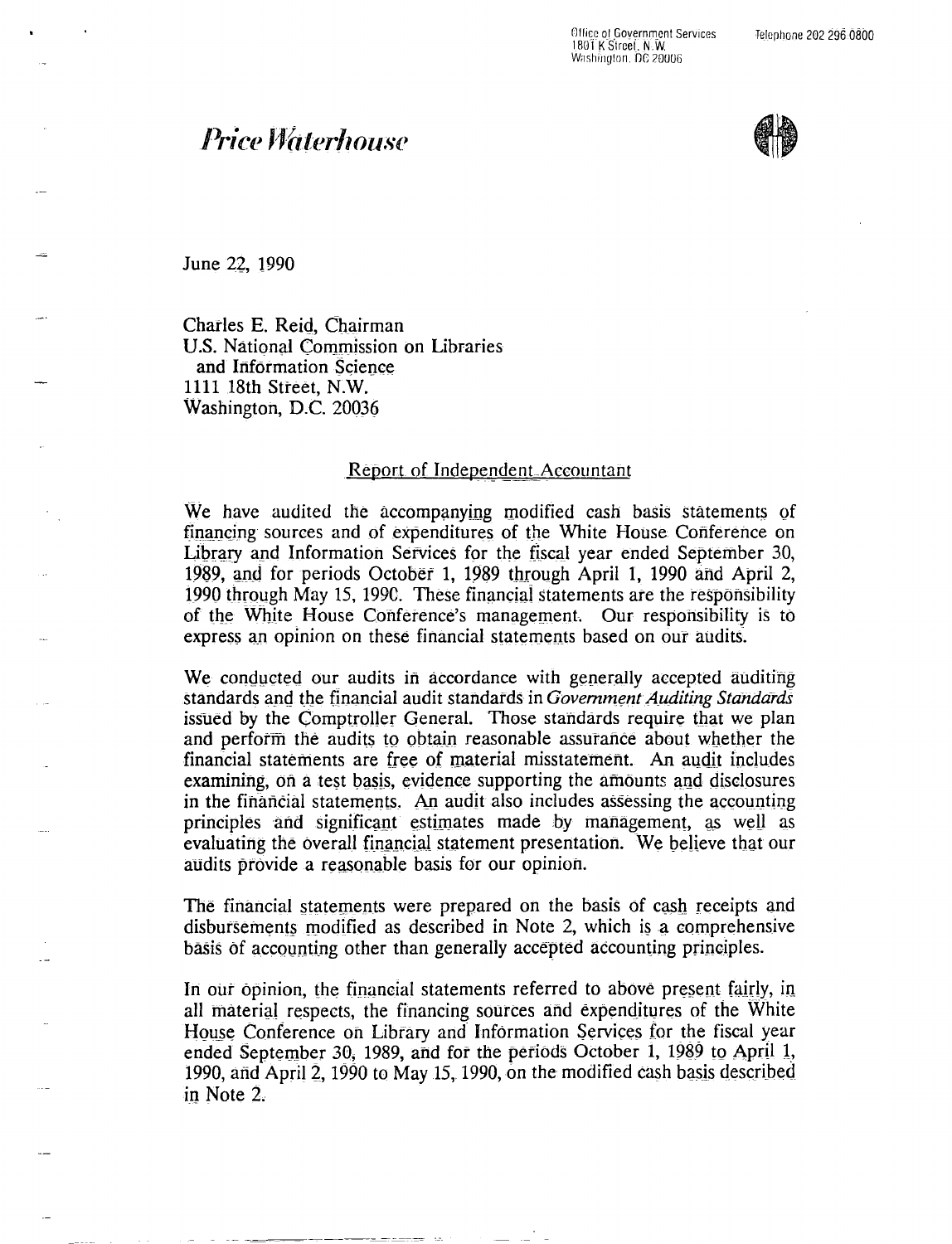Office of Government Services
1801 K Street, N.W.
Washington, DC 20006

Telephone 202 296 0800

# *Price Waterhouse*

June 22, 1990

Charles E. Reid, Chairman
U.S. National Commission on Libraries
and Information Science
1111 18th Street, N.W.
Washington, D.C. 20036

## Report of Independent Accountant

We have audited the accompanying modified cash basis statements of financing sources and of expenditures of the White House Conference on Library and Information Services for the fiscal year ended September 30, 1989, and for periods October 1, 1989 through April 1, 1990 and April 2, 1990 through May 15, 1990. These financial statements are the responsibility of the White House Conference's management. Our responsibility is to express an opinion on these financial statements based on our audits.

We conducted our audits in accordance with generally accepted auditing standards and the financial audit standards in *Government Auditing Standards* issued by the Comptroller General. Those standards require that we plan and perform the audits to obtain reasonable assurance about whether the financial statements are free of material misstatement. An audit includes examining, on a test basis, evidence supporting the amounts and disclosures in the financial statements. An audit also includes assessing the accounting principles and significant estimates made by management, as well as evaluating the overall financial statement presentation. We believe that our audits provide a reasonable basis for our opinion.

The financial statements were prepared on the basis of cash receipts and disbursements modified as described in Note 2, which is a comprehensive basis of accounting other than generally accepted accounting principles.

In our opinion, the financial statements referred to above present fairly, in all material respects, the financing sources and expenditures of the White House Conference on Library and Information Services for the fiscal year ended September 30, 1989, and for the periods October 1, 1989 to April 1, 1990, and April 2, 1990 to May 15, 1990, on the modified cash basis described in Note 2.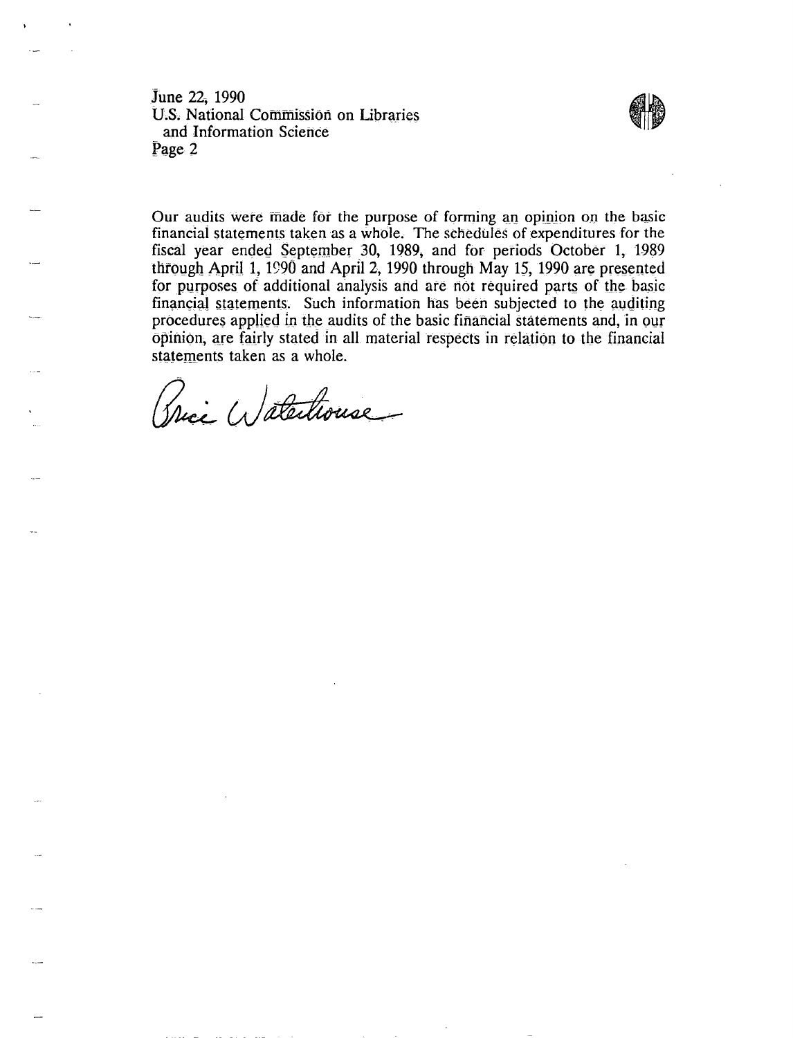June 22, 1990
U.S. National Commission on Libraries
and Information Science
Page 2

Our audits were made for the purpose of forming an opinion on the basic financial statements taken as a whole. The schedules of expenditures for the fiscal year ended September 30, 1989, and for periods October 1, 1989 through April 1, 1990 and April 2, 1990 through May 15, 1990 are presented for purposes of additional analysis and are not required parts of the basic financial statements. Such information has been subjected to the auditing procedures applied in the audits of the basic financial statements and, in our opinion, are fairly stated in all material respects in relation to the financial statements taken as a whole.

Price Waterhouse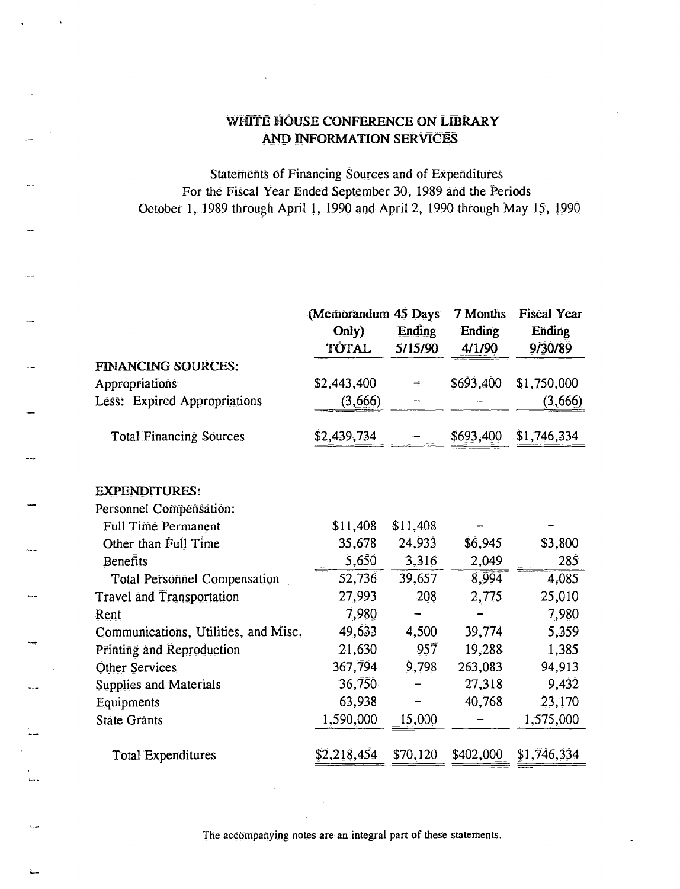# WHITE HOUSE CONFERENCE ON LIBRARY AND INFORMATION SERVICES

Statements of Financing Sources and of Expenditures
For the Fiscal Year Ended September 30, 1989 and the Periods
October 1, 1989 through April 1, 1990 and April 2, 1990 through May 15, 1990

| | (Memorandum Only) TOTAL | 45 Days Ending 5/15/90 | 7 Months Ending 4/1/90 | Fiscal Year Ending 9/30/89 |
|---|---|---|---|---|
| **FINANCING SOURCES:** | | | | |
| Appropriations | $2,443,400 | - | $693,400 | $1,750,000 |
| Less: Expired Appropriations | (3,666) | - | - | (3,666) |
| Total Financing Sources | $2,439,734 | - | $693,400 | $1,746,334 |
| | | | | |
| **EXPENDITURES:** | | | | |
| Personnel Compensation: | | | | |
| Full Time Permanent | $11,408 | $11,408 | - | - |
| Other than Full Time | 35,678 | 24,933 | $6,945 | $3,800 |
| Benefits | 5,650 | 3,316 | 2,049 | 285 |
| Total Personnel Compensation | 52,736 | 39,657 | 8,994 | 4,085 |
| Travel and Transportation | 27,993 | 208 | 2,775 | 25,010 |
| Rent | 7,980 | - | - | 7,980 |
| Communications, Utilities, and Misc. | 49,633 | 4,500 | 39,774 | 5,359 |
| Printing and Reproduction | 21,630 | 957 | 19,288 | 1,385 |
| Other Services | 367,794 | 9,798 | 263,083 | 94,913 |
| Supplies and Materials | 36,750 | - | 27,318 | 9,432 |
| Equipments | 63,938 | - | 40,768 | 23,170 |
| State Grants | 1,590,000 | 15,000 | - | 1,575,000 |
| Total Expenditures | $2,218,454 | $70,120 | $402,000 | $1,746,334 |

The accompanying notes are an integral part of these statements.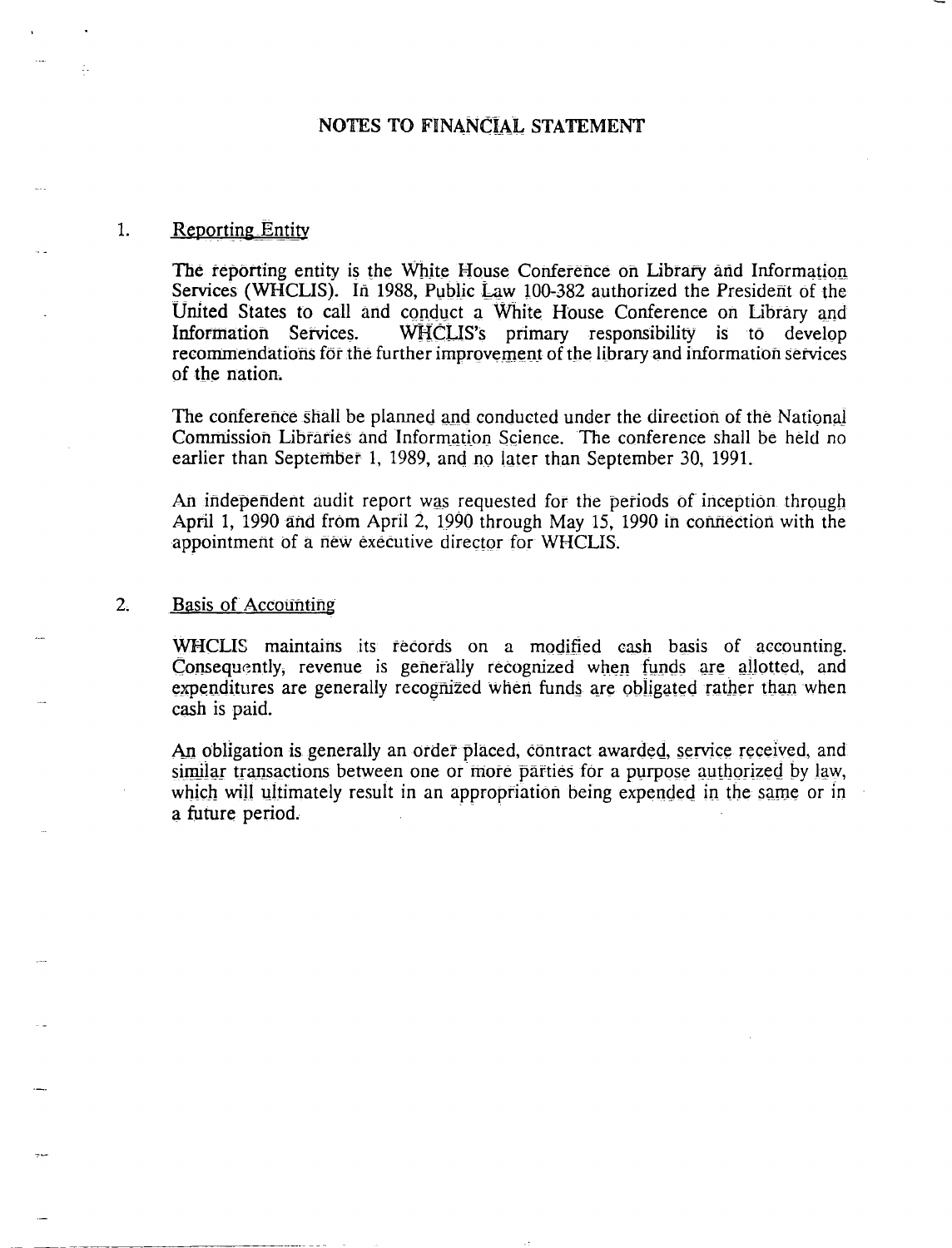## NOTES TO FINANCIAL STATEMENT

1. Reporting Entity

   The reporting entity is the White House Conference on Library and Information Services (WHCLIS). In 1988, Public Law 100-382 authorized the President of the United States to call and conduct a White House Conference on Library and Information Services. WHCLIS's primary responsibility is to develop recommendations for the further improvement of the library and information services of the nation.

   The conference shall be planned and conducted under the direction of the National Commission Libraries and Information Science. The conference shall be held no earlier than September 1, 1989, and no later than September 30, 1991.

   An independent audit report was requested for the periods of inception through April 1, 1990 and from April 2, 1990 through May 15, 1990 in connection with the appointment of a new executive director for WHCLIS.

2. Basis of Accounting

   WHCLIS maintains its records on a modified cash basis of accounting. Consequently, revenue is generally recognized when funds are allotted, and expenditures are generally recognized when funds are obligated rather than when cash is paid.

   An obligation is generally an order placed, contract awarded, service received, and similar transactions between one or more parties for a purpose authorized by law, which will ultimately result in an appropriation being expended in the same or in a future period.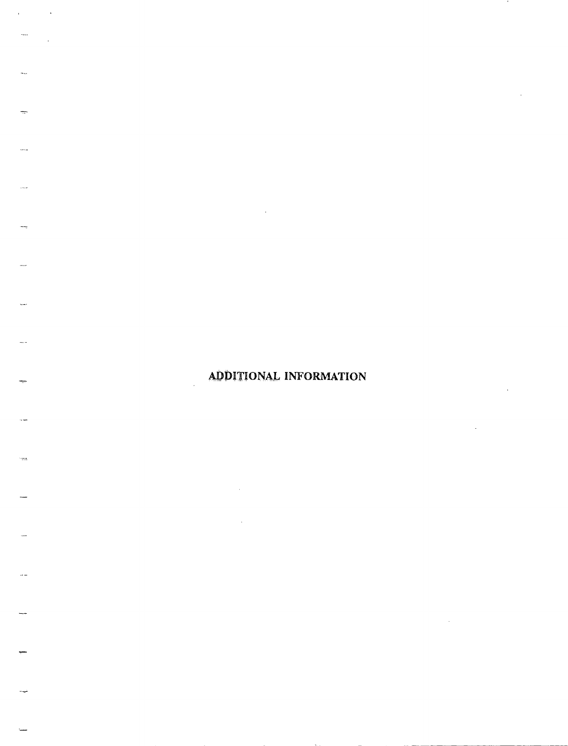# ADDITIONAL INFORMATION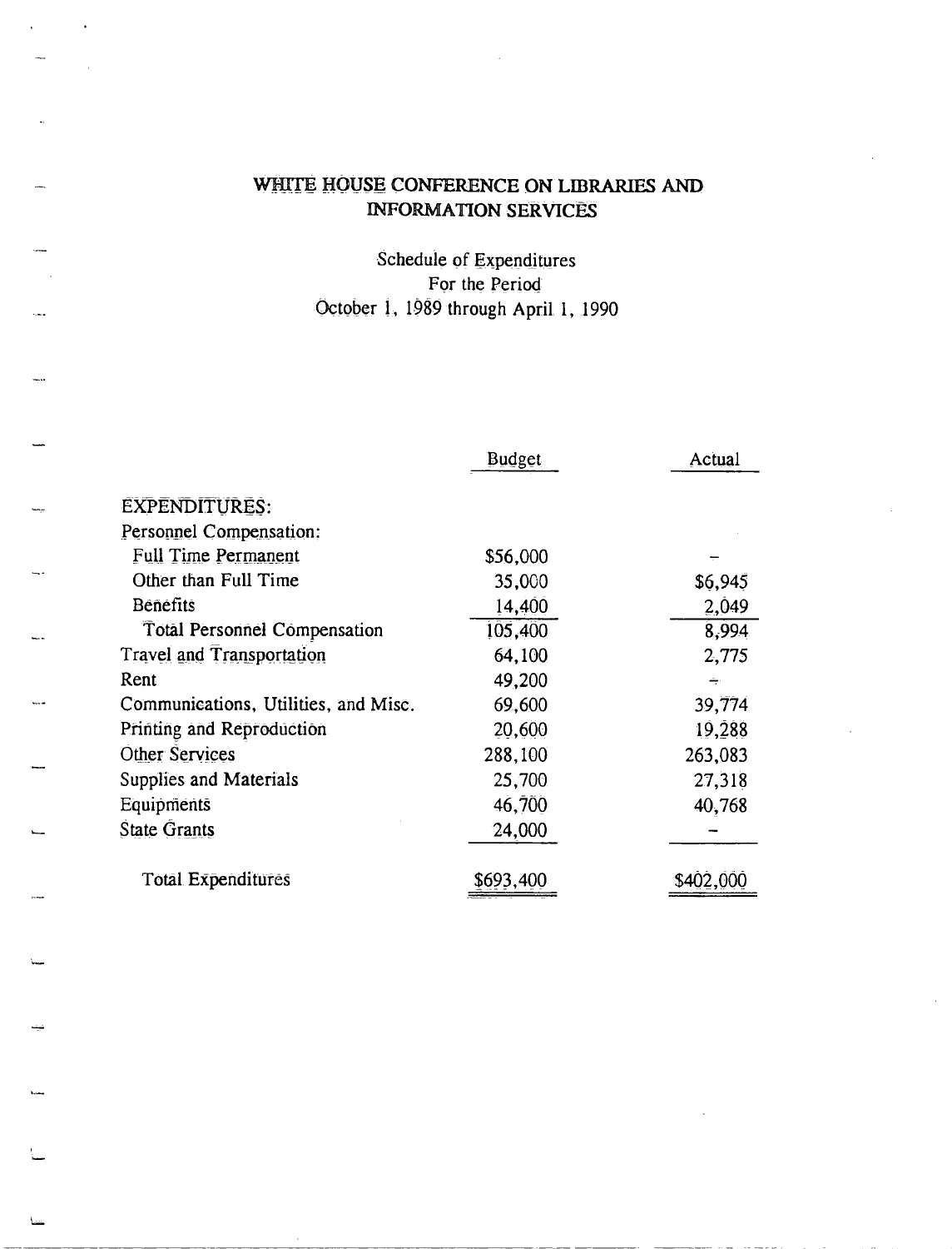# WHITE HOUSE CONFERENCE ON LIBRARIES AND INFORMATION SERVICES

Schedule of Expenditures
For the Period
October 1, 1989 through April 1, 1990

| | Budget | Actual |
|---|---|---|
| EXPENDITURES: | | |
| Personnel Compensation: | | |
| Full Time Permanent | $56,000 | – |
| Other than Full Time | 35,000 | $6,945 |
| Benefits | 14,400 | 2,049 |
| Total Personnel Compensation | 105,400 | 8,994 |
| Travel and Transportation | 64,100 | 2,775 |
| Rent | 49,200 | – |
| Communications, Utilities, and Misc. | 69,600 | 39,774 |
| Printing and Reproduction | 20,600 | 19,288 |
| Other Services | 288,100 | 263,083 |
| Supplies and Materials | 25,700 | 27,318 |
| Equipments | 46,700 | 40,768 |
| State Grants | 24,000 | – |
| Total Expenditures | $693,400 | $402,000 |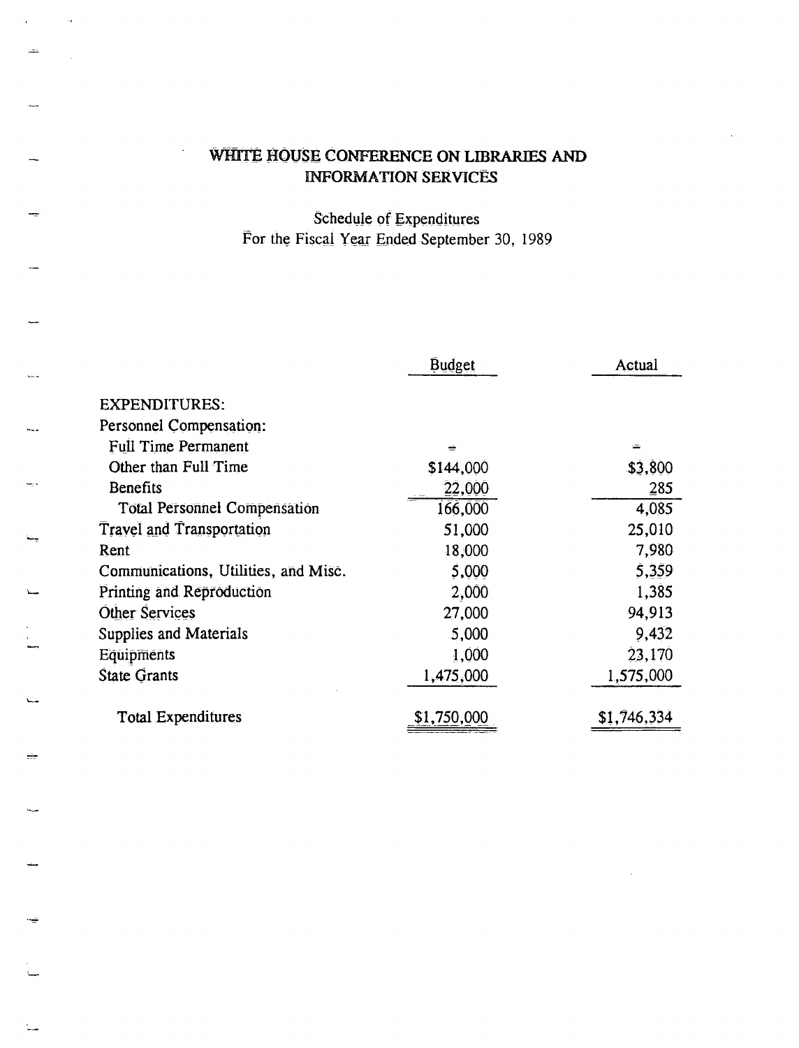# WHITE HOUSE CONFERENCE ON LIBRARIES AND INFORMATION SERVICES

## Schedule of Expenditures
For the Fiscal Year Ended September 30, 1989

| | Budget | Actual |
|---|---|---|
| EXPENDITURES: | | |
| Personnel Compensation: | | |
| Full Time Permanent | - | - |
| Other than Full Time | $144,000 | $3,800 |
| Benefits | 22,000 | 285 |
| Total Personnel Compensation | 166,000 | 4,085 |
| Travel and Transportation | 51,000 | 25,010 |
| Rent | 18,000 | 7,980 |
| Communications, Utilities, and Misc. | 5,000 | 5,359 |
| Printing and Reproduction | 2,000 | 1,385 |
| Other Services | 27,000 | 94,913 |
| Supplies and Materials | 5,000 | 9,432 |
| Equipments | 1,000 | 23,170 |
| State Grants | 1,475,000 | 1,575,000 |
| Total Expenditures | $1,750,000 | $1,746,334 |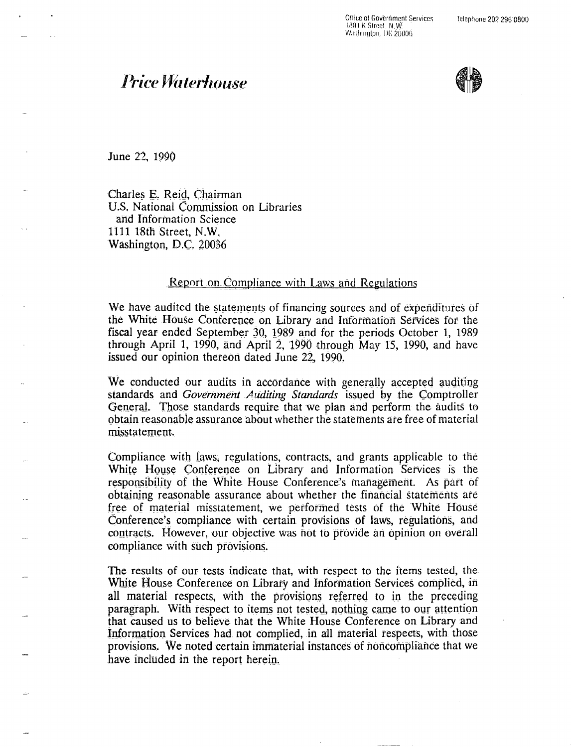Office of Government Services
1801 K Street, N.W.
Washington, DC 20006

Telephone 202 296 0800

*Price Waterhouse*

June 22, 1990

Charles E. Reid, Chairman
U.S. National Commission on Libraries
and Information Science
1111 18th Street, N.W.
Washington, D.C. 20036

## Report on Compliance with Laws and Regulations

We have audited the statements of financing sources and of expenditures of the White House Conference on Library and Information Services for the fiscal year ended September 30, 1989 and for the periods October 1, 1989 through April 1, 1990, and April 2, 1990 through May 15, 1990, and have issued our opinion thereon dated June 22, 1990.

We conducted our audits in accordance with generally accepted auditing standards and *Government Auditing Standards* issued by the Comptroller General. Those standards require that we plan and perform the audits to obtain reasonable assurance about whether the statements are free of material misstatement.

Compliance with laws, regulations, contracts, and grants applicable to the White House Conference on Library and Information Services is the responsibility of the White House Conference's management. As part of obtaining reasonable assurance about whether the financial statements are free of material misstatement, we performed tests of the White House Conference's compliance with certain provisions of laws, regulations, and contracts. However, our objective was not to provide an opinion on overall compliance with such provisions.

The results of our tests indicate that, with respect to the items tested, the White House Conference on Library and Information Services complied, in all material respects, with the provisions referred to in the preceding paragraph. With respect to items not tested, nothing came to our attention that caused us to believe that the White House Conference on Library and Information Services had not complied, in all material respects, with those provisions. We noted certain immaterial instances of noncompliance that we have included in the report herein.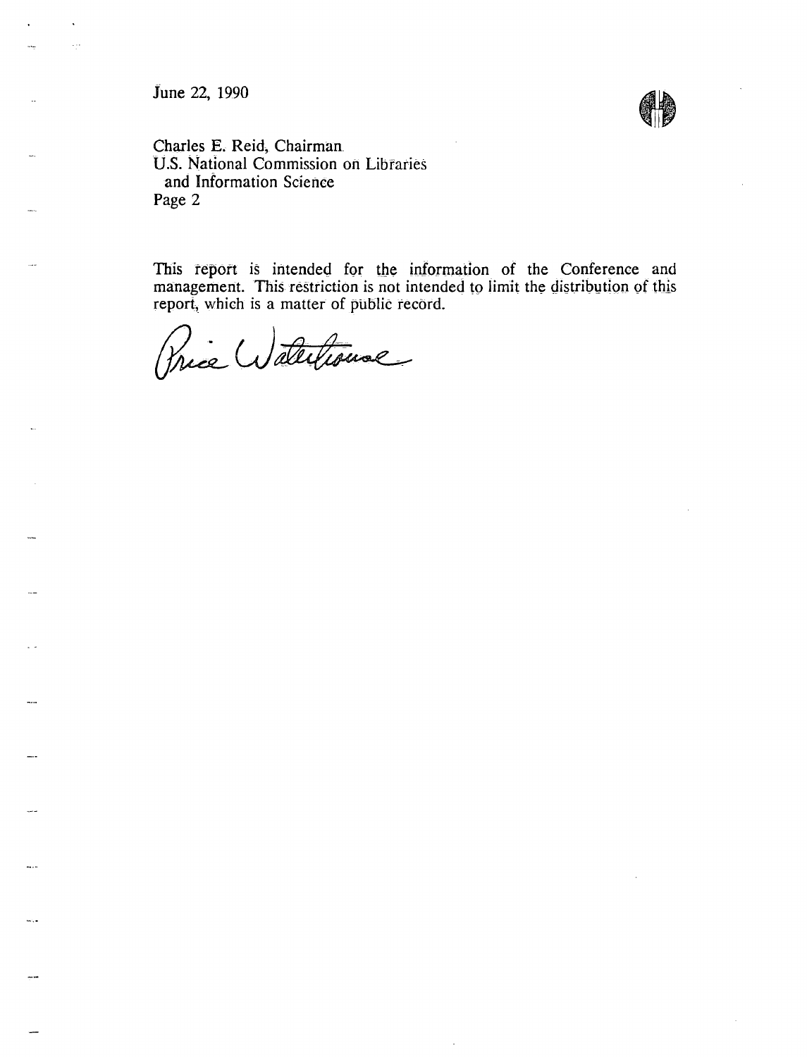June 22, 1990

Charles E. Reid, Chairman
U.S. National Commission on Libraries
and Information Science
Page 2

This report is intended for the information of the Conference and management. This restriction is not intended to limit the distribution of this report, which is a matter of public record.

Price Waterhouse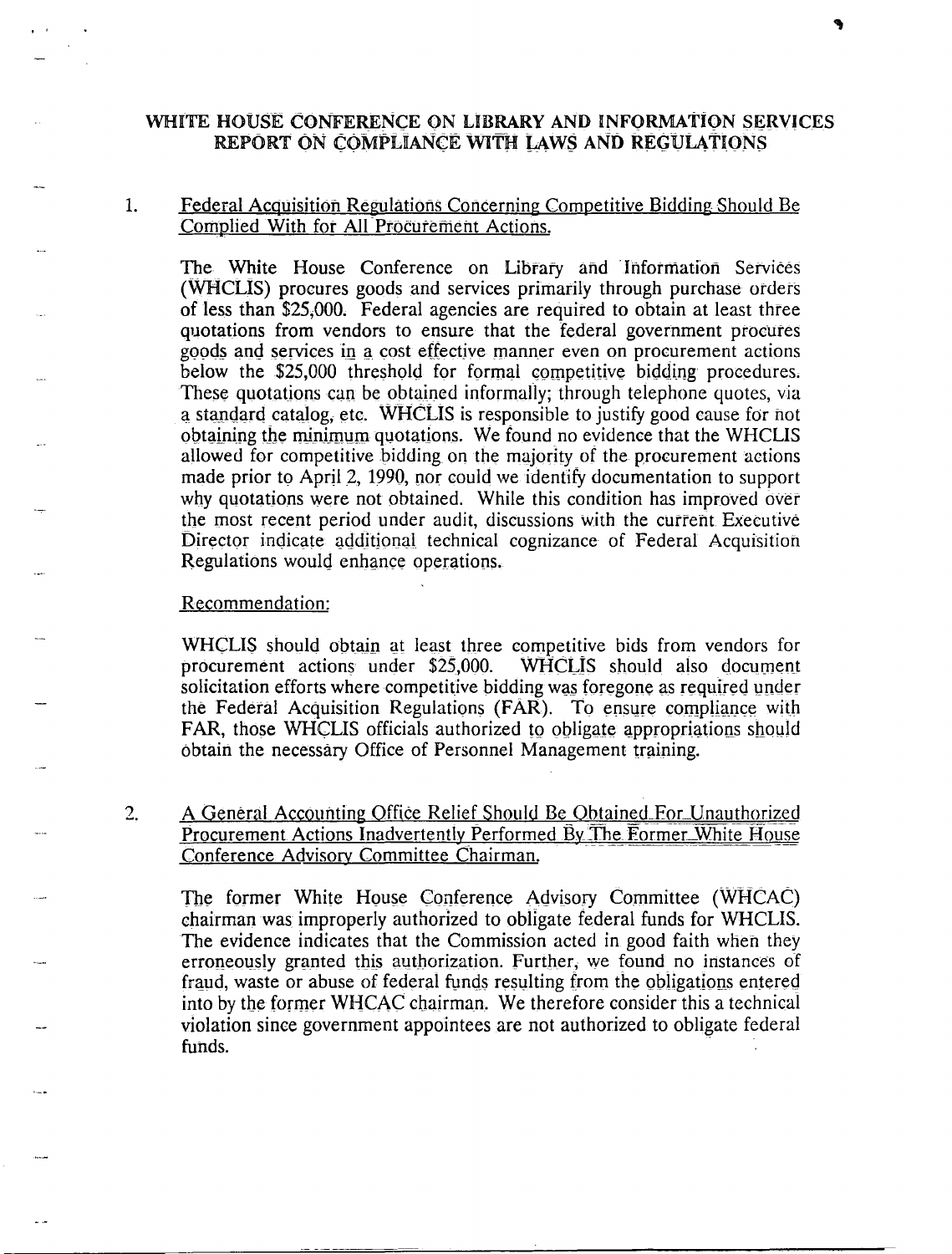# WHITE HOUSE CONFERENCE ON LIBRARY AND INFORMATION SERVICES REPORT ON COMPLIANCE WITH LAWS AND REGULATIONS

1. <u>Federal Acquisition Regulations Concerning Competitive Bidding Should Be Complied With for All Procurement Actions.</u>

   The White House Conference on Library and Information Services (WHCLIS) procures goods and services primarily through purchase orders of less than $25,000. Federal agencies are required to obtain at least three quotations from vendors to ensure that the federal government procures goods and services in a cost effective manner even on procurement actions below the $25,000 threshold for formal competitive bidding procedures. These quotations can be obtained informally; through telephone quotes, via a standard catalog, etc. WHCLIS is responsible to justify good cause for not obtaining the minimum quotations. We found no evidence that the WHCLIS allowed for competitive bidding on the majority of the procurement actions made prior to April 2, 1990, nor could we identify documentation to support why quotations were not obtained. While this condition has improved over the most recent period under audit, discussions with the current Executive Director indicate additional technical cognizance of Federal Acquisition Regulations would enhance operations.

   <u>Recommendation:</u>

   WHCLIS should obtain at least three competitive bids from vendors for procurement actions under $25,000. WHCLIS should also document solicitation efforts where competitive bidding was foregone as required under the Federal Acquisition Regulations (FAR). To ensure compliance with FAR, those WHCLIS officials authorized to obligate appropriations should obtain the necessary Office of Personnel Management training.

2. <u>A General Accounting Office Relief Should Be Obtained For Unauthorized Procurement Actions Inadvertently Performed By The Former White House Conference Advisory Committee Chairman.</u>

   The former White House Conference Advisory Committee (WHCAC) chairman was improperly authorized to obligate federal funds for WHCLIS. The evidence indicates that the Commission acted in good faith when they erroneously granted this authorization. Further, we found no instances of fraud, waste or abuse of federal funds resulting from the obligations entered into by the former WHCAC chairman. We therefore consider this a technical violation since government appointees are not authorized to obligate federal funds.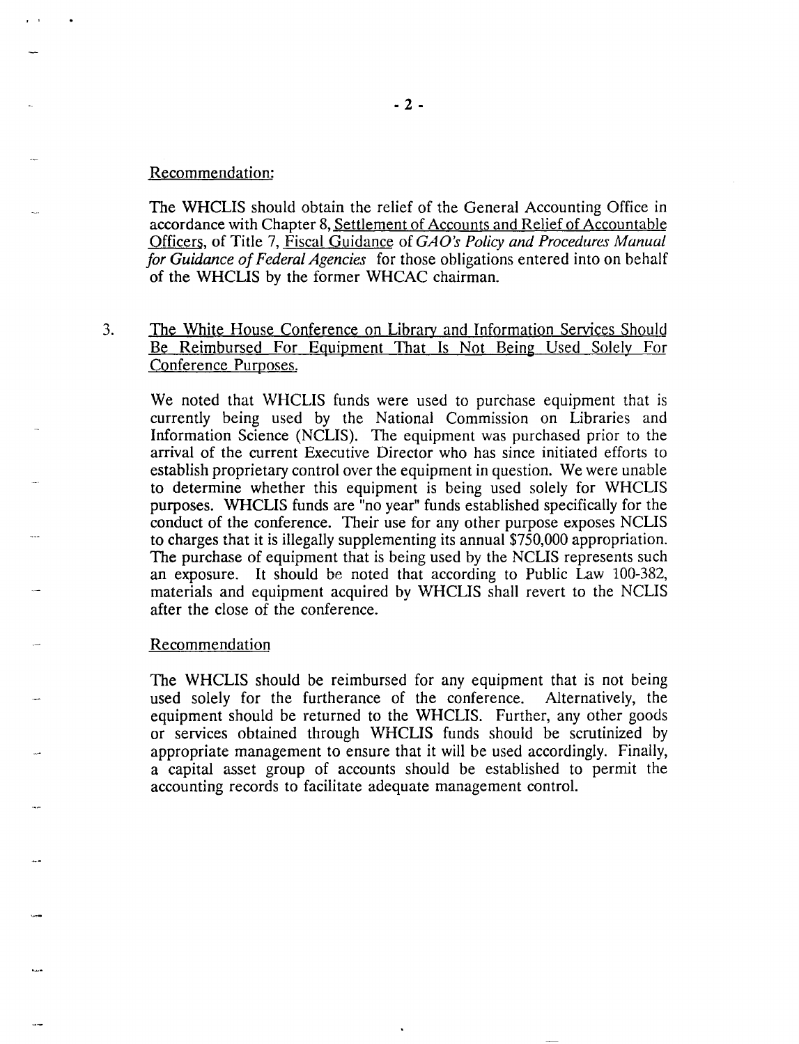Recommendation:

The WHCLIS should obtain the relief of the General Accounting Office in accordance with Chapter 8, Settlement of Accounts and Relief of Accountable Officers, of Title 7, Fiscal Guidance of *GAO's Policy and Procedures Manual for Guidance of Federal Agencies* for those obligations entered into on behalf of the WHCLIS by the former WHCAC chairman.

3. The White House Conference on Library and Information Services Should Be Reimbursed For Equipment That Is Not Being Used Solely For Conference Purposes.

   We noted that WHCLIS funds were used to purchase equipment that is currently being used by the National Commission on Libraries and Information Science (NCLIS). The equipment was purchased prior to the arrival of the current Executive Director who has since initiated efforts to establish proprietary control over the equipment in question. We were unable to determine whether this equipment is being used solely for WHCLIS purposes. WHCLIS funds are "no year" funds established specifically for the conduct of the conference. Their use for any other purpose exposes NCLIS to charges that it is illegally supplementing its annual $750,000 appropriation. The purchase of equipment that is being used by the NCLIS represents such an exposure. It should be noted that according to Public Law 100-382, materials and equipment acquired by WHCLIS shall revert to the NCLIS after the close of the conference.

   Recommendation

   The WHCLIS should be reimbursed for any equipment that is not being used solely for the furtherance of the conference. Alternatively, the equipment should be returned to the WHCLIS. Further, any other goods or services obtained through WHCLIS funds should be scrutinized by appropriate management to ensure that it will be used accordingly. Finally, a capital asset group of accounts should be established to permit the accounting records to facilitate adequate management control.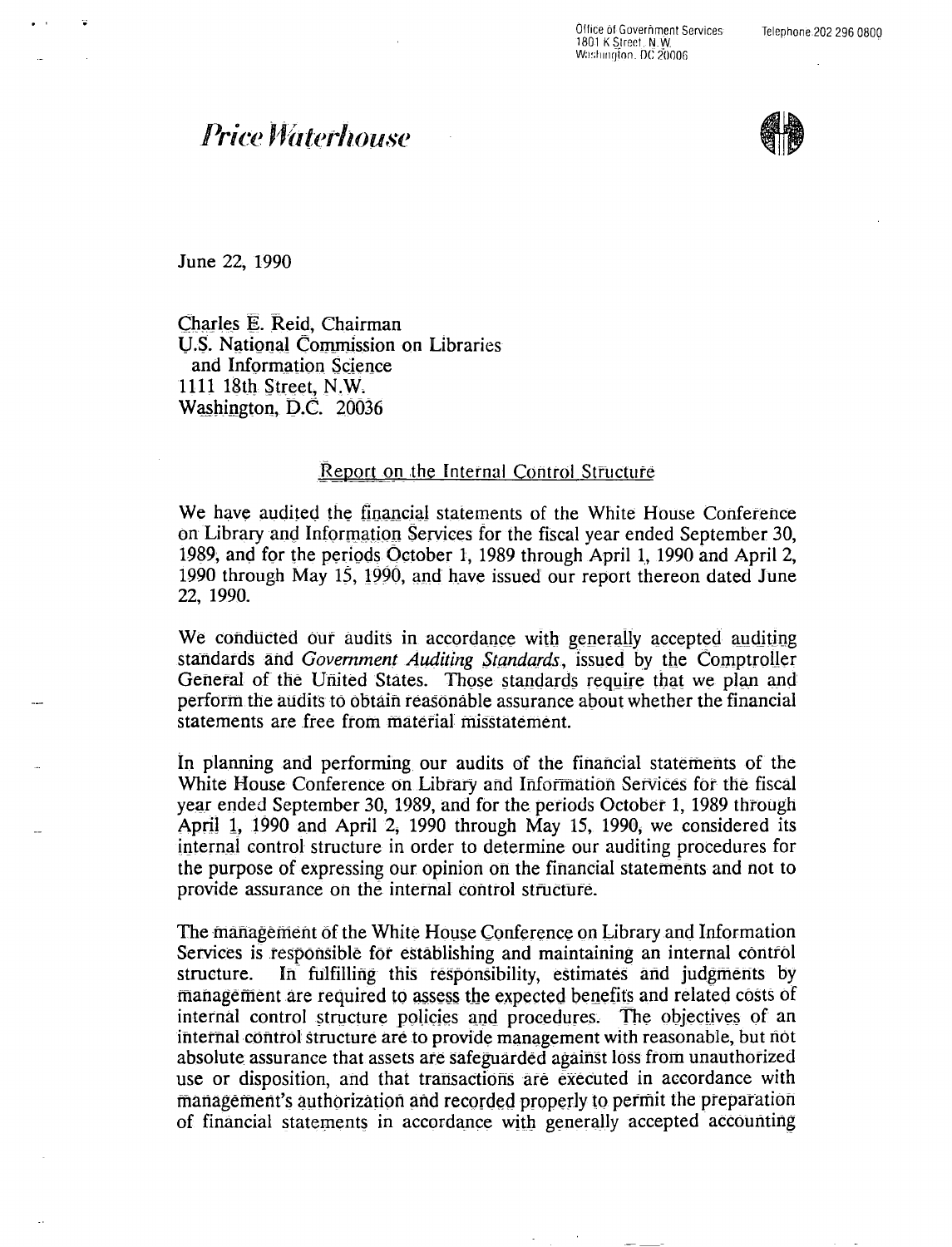Office of Government Services
1801 K Street, N.W.
Washington, DC 20006

Telephone 202 296 0800

# *Price Waterhouse*

June 22, 1990

Charles E. Reid, Chairman
U.S. National Commission on Libraries
and Information Science
1111 18th Street, N.W.
Washington, D.C. 20036

## Report on the Internal Control Structure

We have audited the financial statements of the White House Conference on Library and Information Services for the fiscal year ended September 30, 1989, and for the periods October 1, 1989 through April 1, 1990 and April 2, 1990 through May 15, 1990, and have issued our report thereon dated June 22, 1990.

We conducted our audits in accordance with generally accepted auditing standards and *Government Auditing Standards*, issued by the Comptroller General of the United States. Those standards require that we plan and perform the audits to obtain reasonable assurance about whether the financial statements are free from material misstatement.

In planning and performing our audits of the financial statements of the White House Conference on Library and Information Services for the fiscal year ended September 30, 1989, and for the periods October 1, 1989 through April 1, 1990 and April 2, 1990 through May 15, 1990, we considered its internal control structure in order to determine our auditing procedures for the purpose of expressing our opinion on the financial statements and not to provide assurance on the internal control structure.

The management of the White House Conference on Library and Information Services is responsible for establishing and maintaining an internal control structure. In fulfilling this responsibility, estimates and judgments by management are required to assess the expected benefits and related costs of internal control structure policies and procedures. The objectives of an internal control structure are to provide management with reasonable, but not absolute assurance that assets are safeguarded against loss from unauthorized use or disposition, and that transactions are executed in accordance with management's authorization and recorded properly to permit the preparation of financial statements in accordance with generally accepted accounting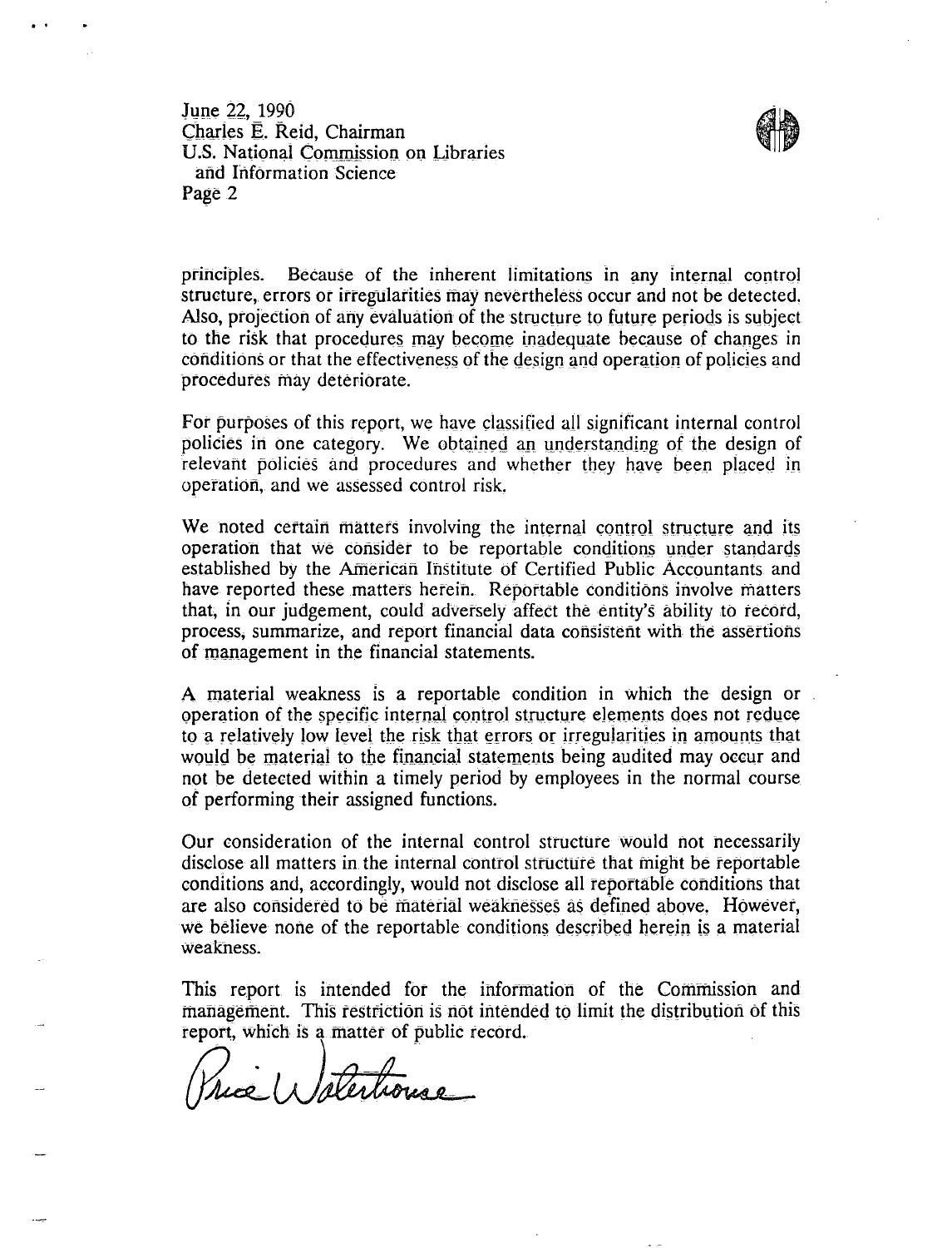June 22, 1990
Charles E. Reid, Chairman
U.S. National Commission on Libraries
and Information Science
Page 2

principles. Because of the inherent limitations in any internal control structure, errors or irregularities may nevertheless occur and not be detected. Also, projection of any evaluation of the structure to future periods is subject to the risk that procedures may become inadequate because of changes in conditions or that the effectiveness of the design and operation of policies and procedures may deteriorate.

For purposes of this report, we have classified all significant internal control policies in one category. We obtained an understanding of the design of relevant policies and procedures and whether they have been placed in operation, and we assessed control risk.

We noted certain matters involving the internal control structure and its operation that we consider to be reportable conditions under standards established by the American Institute of Certified Public Accountants and have reported these matters herein. Reportable conditions involve matters that, in our judgement, could adversely affect the entity's ability to record, process, summarize, and report financial data consistent with the assertions of management in the financial statements.

A material weakness is a reportable condition in which the design or operation of the specific internal control structure elements does not reduce to a relatively low level the risk that errors or irregularities in amounts that would be material to the financial statements being audited may occur and not be detected within a timely period by employees in the normal course of performing their assigned functions.

Our consideration of the internal control structure would not necessarily disclose all matters in the internal control structure that might be reportable conditions and, accordingly, would not disclose all reportable conditions that are also considered to be material weaknesses as defined above. However, we believe none of the reportable conditions described herein is a material weakness.

This report is intended for the information of the Commission and management. This restriction is not intended to limit the distribution of this report, which is a matter of public record.

Price Waterhouse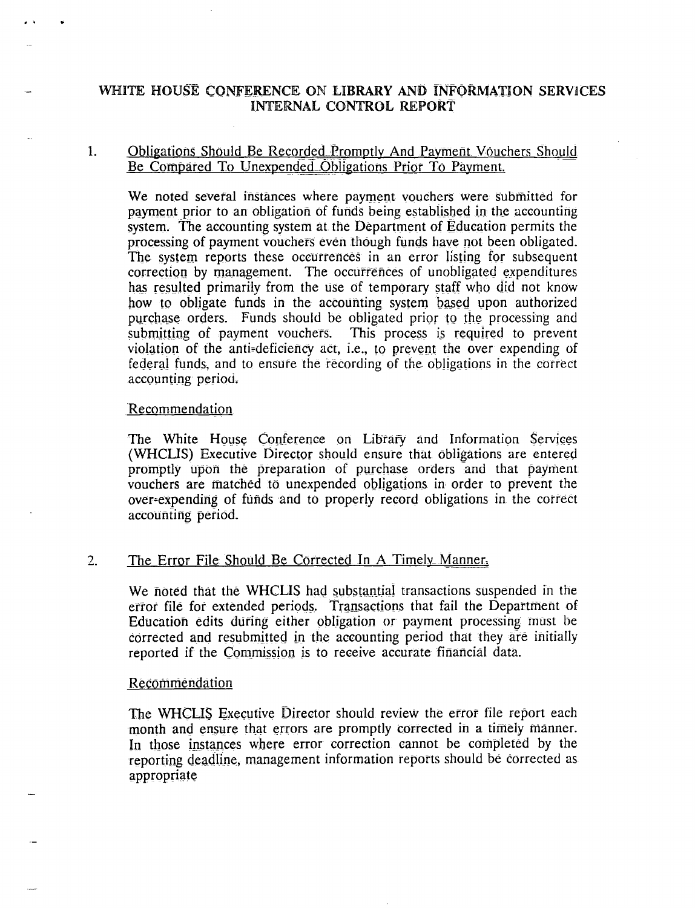# WHITE HOUSE CONFERENCE ON LIBRARY AND INFORMATION SERVICES INTERNAL CONTROL REPORT

1. <u>Obligations Should Be Recorded Promptly And Payment Vouchers Should Be Compared To Unexpended Obligations Prior To Payment.</u>

   We noted several instances where payment vouchers were submitted for payment prior to an obligation of funds being established in the accounting system. The accounting system at the Department of Education permits the processing of payment vouchers even though funds have not been obligated. The system reports these occurrences in an error listing for subsequent correction by management. The occurrences of unobligated expenditures has resulted primarily from the use of temporary staff who did not know how to obligate funds in the accounting system based upon authorized purchase orders. Funds should be obligated prior to the processing and submitting of payment vouchers. This process is required to prevent violation of the anti-deficiency act, i.e., to prevent the over expending of federal funds, and to ensure the recording of the obligations in the correct accounting period.

   <u>Recommendation</u>

   The White House Conference on Library and Information Services (WHCLIS) Executive Director should ensure that obligations are entered promptly upon the preparation of purchase orders and that payment vouchers are matched to unexpended obligations in order to prevent the over-expending of funds and to properly record obligations in the correct accounting period.

2. <u>The Error File Should Be Corrected In A Timely Manner.</u>

   We noted that the WHCLIS had substantial transactions suspended in the error file for extended periods. Transactions that fail the Department of Education edits during either obligation or payment processing must be corrected and resubmitted in the accounting period that they are initially reported if the Commission is to receive accurate financial data.

   <u>Recommendation</u>

   The WHCLIS Executive Director should review the error file report each month and ensure that errors are promptly corrected in a timely manner. In those instances where error correction cannot be completed by the reporting deadline, management information reports should be corrected as appropriate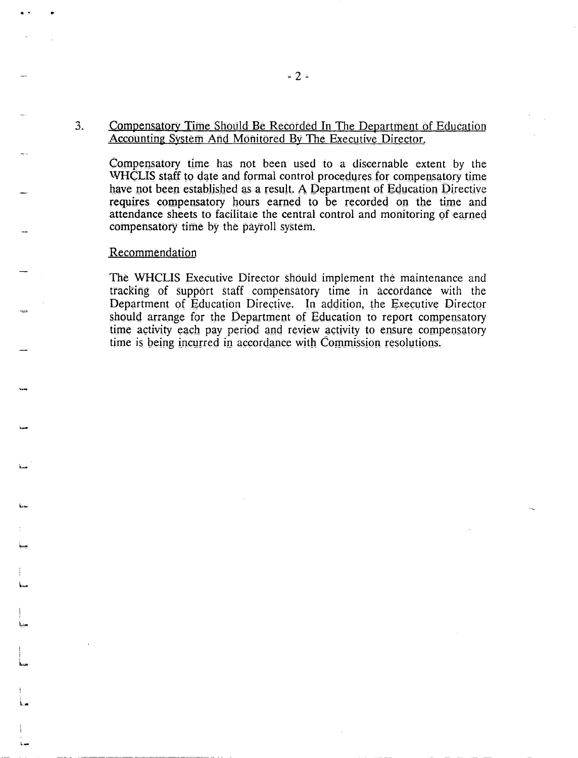3. Compensatory Time Should Be Recorded In The Department of Education Accounting System And Monitored By The Executive Director.

   Compensatory time has not been used to a discernable extent by the WHCLIS staff to date and formal control procedures for compensatory time have not been established as a result. A Department of Education Directive requires compensatory hours earned to be recorded on the time and attendance sheets to facilitate the central control and monitoring of earned compensatory time by the payroll system.

   Recommendation

   The WHCLIS Executive Director should implement the maintenance and tracking of support staff compensatory time in accordance with the Department of Education Directive. In addition, the Executive Director should arrange for the Department of Education to report compensatory time activity each pay period and review activity to ensure compensatory time is being incurred in accordance with Commission resolutions.